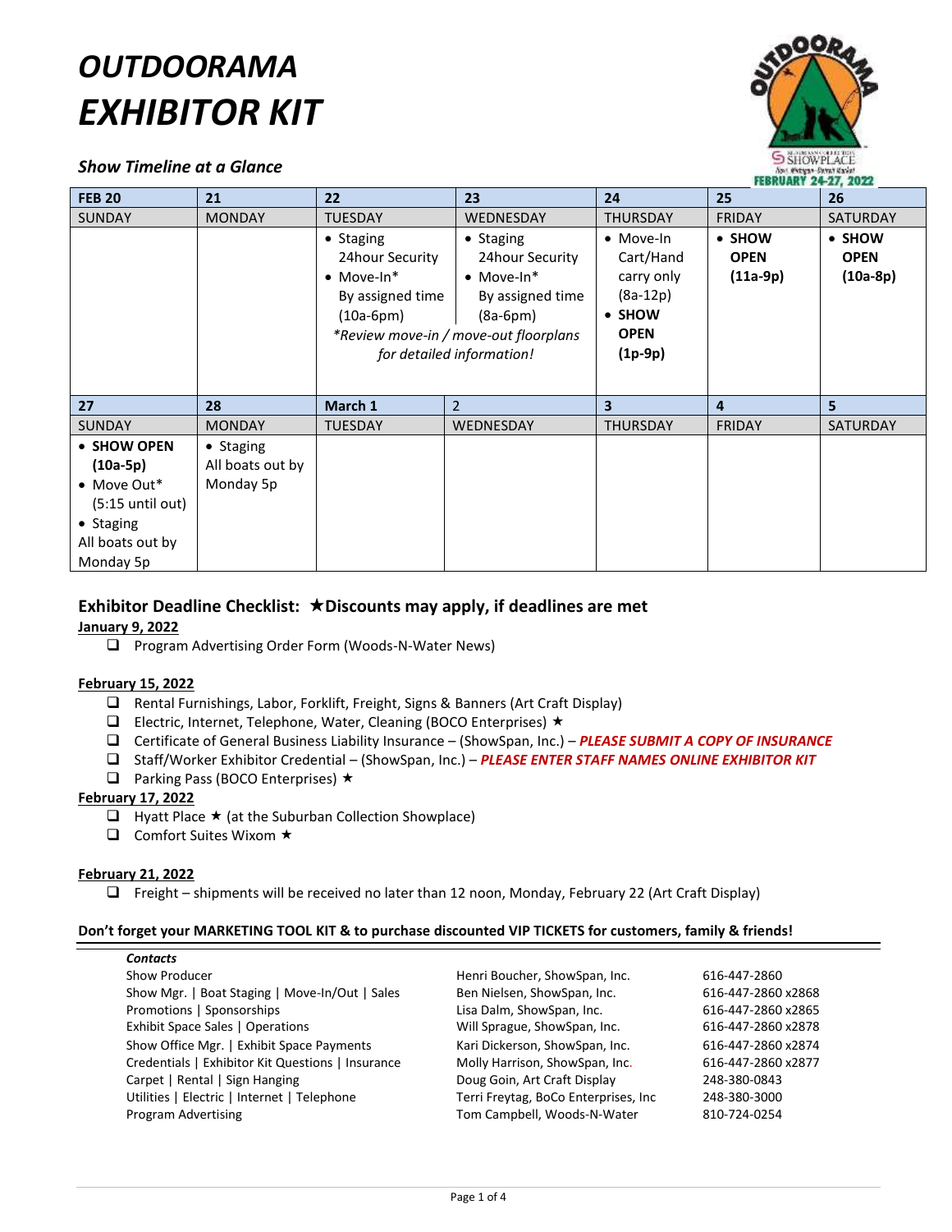# OUTDOORAMA
# EXHIBITOR KIT

### *Show Timeline at a Glance*

| FEB 20 | 21 | 22 | 23 | 24 | 25 | 26 |
|---|---|---|---|---|---|---|
| SUNDAY | MONDAY | TUESDAY | WEDNESDAY | THURSDAY | FRIDAY | SATURDAY |
| | | • Staging 24hour Security • Move-In* By assigned time (10a-6pm) *Review move-in / move-out floorplans for detailed information!* | • Staging 24hour Security • Move-In* By assigned time (8a-6pm) | • Move-In Cart/Hand carry only (8a-12p) • **SHOW OPEN (1p-9p)** | • **SHOW OPEN (11a-9p)** | • **SHOW OPEN (10a-8p)** |
| **27** | **28** | **March 1** | 2 | **3** | **4** | **5** |
| SUNDAY | MONDAY | TUESDAY | WEDNESDAY | THURSDAY | FRIDAY | SATURDAY |
| • **SHOW OPEN (10a-5p)** • Move Out* (5:15 until out) • Staging All boats out by Monday 5p | • Staging All boats out by Monday 5p | | | | | |

## Exhibitor Deadline Checklist: ★Discounts may apply, if deadlines are met

**January 9, 2022**

- ❑ Program Advertising Order Form (Woods-N-Water News)

**February 15, 2022**

- ❑ Rental Furnishings, Labor, Forklift, Freight, Signs & Banners (Art Craft Display)
- ❑ Electric, Internet, Telephone, Water, Cleaning (BOCO Enterprises) ★
- ❑ Certificate of General Business Liability Insurance – (ShowSpan, Inc.) – ***PLEASE SUBMIT A COPY OF INSURANCE***
- ❑ Staff/Worker Exhibitor Credential – (ShowSpan, Inc.) – ***PLEASE ENTER STAFF NAMES ONLINE EXHIBITOR KIT***
- ❑ Parking Pass (BOCO Enterprises) ★

**February 17, 2022**

- ❑ Hyatt Place ★ (at the Suburban Collection Showplace)
- ❑ Comfort Suites Wixom ★

**February 21, 2022**

- ❑ Freight – shipments will be received no later than 12 noon, Monday, February 22 (Art Craft Display)

**Don't forget your MARKETING TOOL KIT & to purchase discounted VIP TICKETS for customers, family & friends!**

*Contacts*

| | | |
|---|---|---|
| Show Producer | Henri Boucher, ShowSpan, Inc. | 616-447-2860 |
| Show Mgr. \| Boat Staging \| Move-In/Out \| Sales | Ben Nielsen, ShowSpan, Inc. | 616-447-2860 x2868 |
| Promotions \| Sponsorships | Lisa Dalm, ShowSpan, Inc. | 616-447-2860 x2865 |
| Exhibit Space Sales \| Operations | Will Sprague, ShowSpan, Inc. | 616-447-2860 x2878 |
| Show Office Mgr. \| Exhibit Space Payments | Kari Dickerson, ShowSpan, Inc. | 616-447-2860 x2874 |
| Credentials \| Exhibitor Kit Questions \| Insurance | Molly Harrison, ShowSpan, Inc. | 616-447-2860 x2877 |
| Carpet \| Rental \| Sign Hanging | Doug Goin, Art Craft Display | 248-380-0843 |
| Utilities \| Electric \| Internet \| Telephone | Terri Freytag, BoCo Enterprises, Inc | 248-380-3000 |
| Program Advertising | Tom Campbell, Woods-N-Water | 810-724-0254 |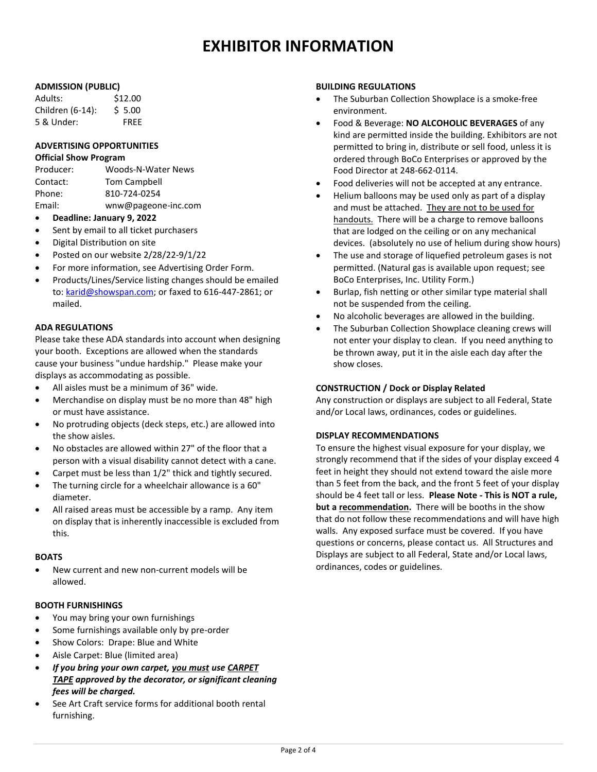# EXHIBITOR INFORMATION

## ADMISSION (PUBLIC)

| | |
|---|---|
| Adults: | $12.00 |
| Children (6-14): | $ 5.00 |
| 5 & Under: | FREE |

## ADVERTISING OPPORTUNITIES

### Official Show Program

| | |
|---|---|
| Producer: | Woods-N-Water News |
| Contact: | Tom Campbell |
| Phone: | 810-724-0254 |
| Email: | wnw@pageone-inc.com |

- **Deadline: January 9, 2022**
- Sent by email to all ticket purchasers
- Digital Distribution on site
- Posted on our website 2/28/22-9/1/22
- For more information, see Advertising Order Form.
- Products/Lines/Service listing changes should be emailed to: karid@showspan.com; or faxed to 616-447-2861; or mailed.

## ADA REGULATIONS

Please take these ADA standards into account when designing your booth. Exceptions are allowed when the standards cause your business "undue hardship." Please make your displays as accommodating as possible.

- All aisles must be a minimum of 36" wide.
- Merchandise on display must be no more than 48" high or must have assistance.
- No protruding objects (deck steps, etc.) are allowed into the show aisles.
- No obstacles are allowed within 27" of the floor that a person with a visual disability cannot detect with a cane.
- Carpet must be less than 1/2" thick and tightly secured.
- The turning circle for a wheelchair allowance is a 60" diameter.
- All raised areas must be accessible by a ramp. Any item on display that is inherently inaccessible is excluded from this.

## BOATS

- New current and new non-current models will be allowed.

## BOOTH FURNISHINGS

- You may bring your own furnishings
- Some furnishings available only by pre-order
- Show Colors: Drape: Blue and White
- Aisle Carpet: Blue (limited area)
- ***If you bring your own carpet, <u>you must</u> use <u>CARPET TAPE</u> approved by the decorator, or significant cleaning fees will be charged.***
- See Art Craft service forms for additional booth rental furnishing.

## BUILDING REGULATIONS

- The Suburban Collection Showplace is a smoke-free environment.
- Food & Beverage: **NO ALCOHOLIC BEVERAGES** of any kind are permitted inside the building. Exhibitors are not permitted to bring in, distribute or sell food, unless it is ordered through BoCo Enterprises or approved by the Food Director at 248-662-0114.
- Food deliveries will not be accepted at any entrance.
- Helium balloons may be used only as part of a display and must be attached. <u>They are not to be used for handouts.</u> There will be a charge to remove balloons that are lodged on the ceiling or on any mechanical devices. (absolutely no use of helium during show hours)
- The use and storage of liquefied petroleum gases is not permitted. (Natural gas is available upon request; see BoCo Enterprises, Inc. Utility Form.)
- Burlap, fish netting or other similar type material shall not be suspended from the ceiling.
- No alcoholic beverages are allowed in the building.
- The Suburban Collection Showplace cleaning crews will not enter your display to clean. If you need anything to be thrown away, put it in the aisle each day after the show closes.

## CONSTRUCTION / Dock or Display Related

Any construction or displays are subject to all Federal, State and/or Local laws, ordinances, codes or guidelines.

## DISPLAY RECOMMENDATIONS

To ensure the highest visual exposure for your display, we strongly recommend that if the sides of your display exceed 4 feet in height they should not extend toward the aisle more than 5 feet from the back, and the front 5 feet of your display should be 4 feet tall or less. **Please Note - This is NOT a rule, but a <u>recommendation</u>.** There will be booths in the show that do not follow these recommendations and will have high walls. Any exposed surface must be covered. If you have questions or concerns, please contact us. All Structures and Displays are subject to all Federal, State and/or Local laws, ordinances, codes or guidelines.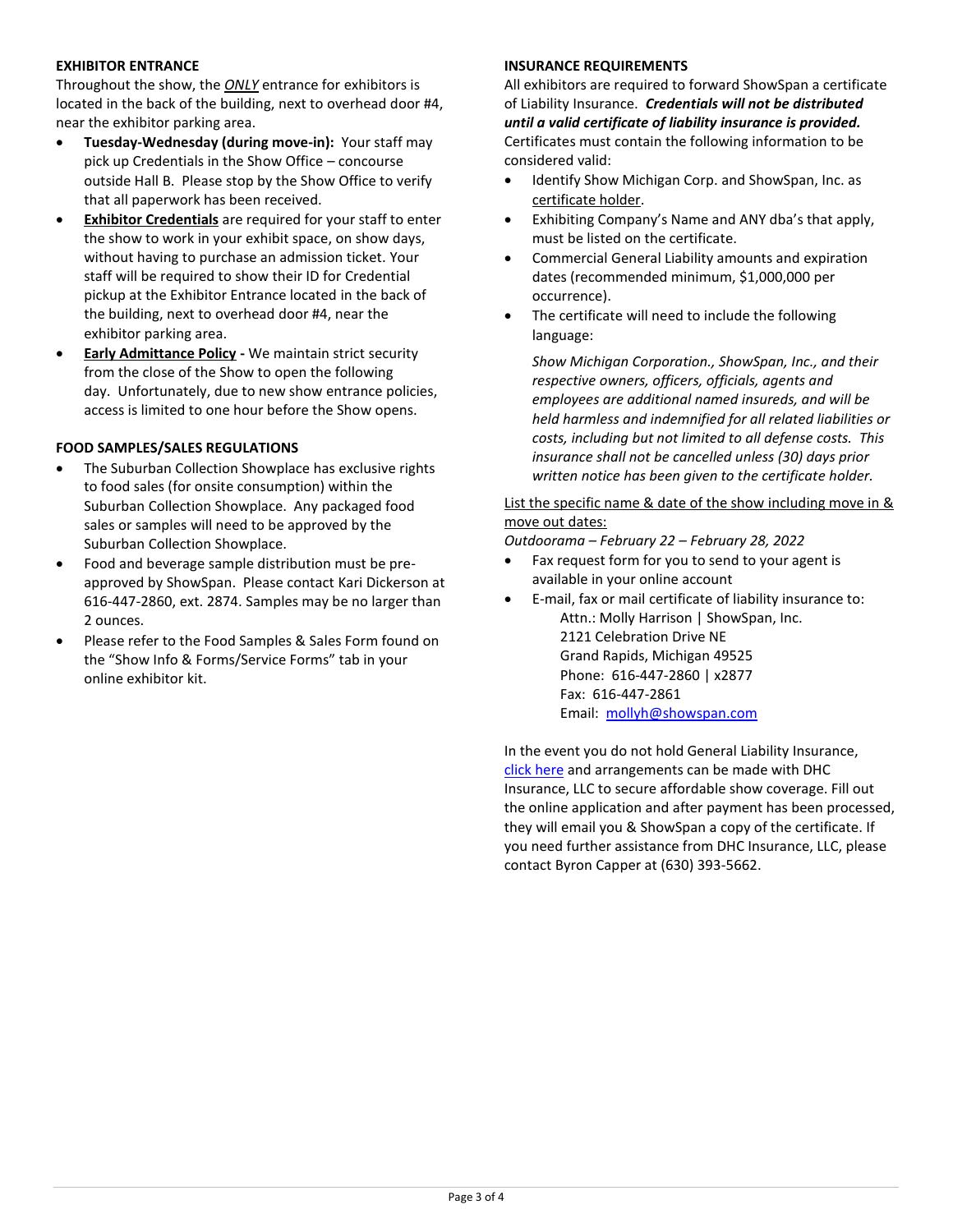### EXHIBITOR ENTRANCE

Throughout the show, the ***ONLY*** entrance for exhibitors is located in the back of the building, next to overhead door #4, near the exhibitor parking area.

- **Tuesday-Wednesday (during move-in):** Your staff may pick up Credentials in the Show Office – concourse outside Hall B. Please stop by the Show Office to verify that all paperwork has been received.
- **Exhibitor Credentials** are required for your staff to enter the show to work in your exhibit space, on show days, without having to purchase an admission ticket. Your staff will be required to show their ID for Credential pickup at the Exhibitor Entrance located in the back of the building, next to overhead door #4, near the exhibitor parking area.
- **Early Admittance Policy -** We maintain strict security from the close of the Show to open the following day. Unfortunately, due to new show entrance policies, access is limited to one hour before the Show opens.

### FOOD SAMPLES/SALES REGULATIONS

- The Suburban Collection Showplace has exclusive rights to food sales (for onsite consumption) within the Suburban Collection Showplace. Any packaged food sales or samples will need to be approved by the Suburban Collection Showplace.
- Food and beverage sample distribution must be pre-approved by ShowSpan. Please contact Kari Dickerson at 616-447-2860, ext. 2874. Samples may be no larger than 2 ounces.
- Please refer to the Food Samples & Sales Form found on the "Show Info & Forms/Service Forms" tab in your online exhibitor kit.

### INSURANCE REQUIREMENTS

All exhibitors are required to forward ShowSpan a certificate of Liability Insurance. ***Credentials will not be distributed until a valid certificate of liability insurance is provided.*** Certificates must contain the following information to be considered valid:

- Identify Show Michigan Corp. and ShowSpan, Inc. as certificate holder.
- Exhibiting Company's Name and ANY dba's that apply, must be listed on the certificate.
- Commercial General Liability amounts and expiration dates (recommended minimum, $1,000,000 per occurrence).
- The certificate will need to include the following language:

  *Show Michigan Corporation., ShowSpan, Inc., and their respective owners, officers, officials, agents and employees are additional named insureds, and will be held harmless and indemnified for all related liabilities or costs, including but not limited to all defense costs. This insurance shall not be cancelled unless (30) days prior written notice has been given to the certificate holder.*

List the specific name & date of the show including move in & move out dates:

*Outdoorama – February 22 – February 28, 2022*

- Fax request form for you to send to your agent is available in your online account
- E-mail, fax or mail certificate of liability insurance to:
  Attn.: Molly Harrison | ShowSpan, Inc.
  2121 Celebration Drive NE
  Grand Rapids, Michigan 49525
  Phone: 616-447-2860 | x2877
  Fax: 616-447-2861
  Email: mollyh@showspan.com

In the event you do not hold General Liability Insurance, click here and arrangements can be made with DHC Insurance, LLC to secure affordable show coverage. Fill out the online application and after payment has been processed, they will email you & ShowSpan a copy of the certificate. If you need further assistance from DHC Insurance, LLC, please contact Byron Capper at (630) 393-5662.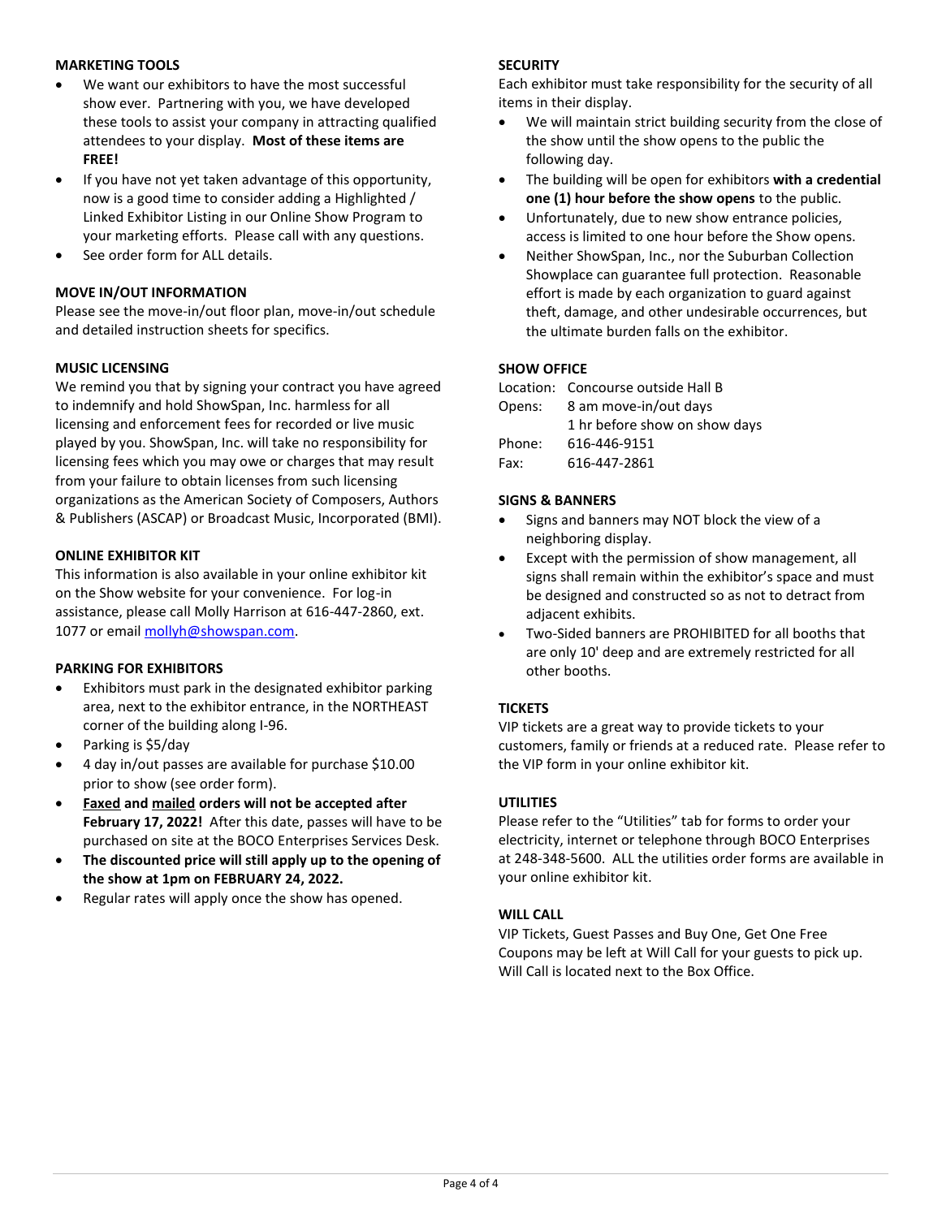**MARKETING TOOLS**

- We want our exhibitors to have the most successful show ever. Partnering with you, we have developed these tools to assist your company in attracting qualified attendees to your display. **Most of these items are FREE!**
- If you have not yet taken advantage of this opportunity, now is a good time to consider adding a Highlighted / Linked Exhibitor Listing in our Online Show Program to your marketing efforts. Please call with any questions.
- See order form for ALL details.

**MOVE IN/OUT INFORMATION**

Please see the move-in/out floor plan, move-in/out schedule and detailed instruction sheets for specifics.

**MUSIC LICENSING**

We remind you that by signing your contract you have agreed to indemnify and hold ShowSpan, Inc. harmless for all licensing and enforcement fees for recorded or live music played by you. ShowSpan, Inc. will take no responsibility for licensing fees which you may owe or charges that may result from your failure to obtain licenses from such licensing organizations as the American Society of Composers, Authors & Publishers (ASCAP) or Broadcast Music, Incorporated (BMI).

**ONLINE EXHIBITOR KIT**

This information is also available in your online exhibitor kit on the Show website for your convenience. For log-in assistance, please call Molly Harrison at 616-447-2860, ext. 1077 or email mollyh@showspan.com.

**PARKING FOR EXHIBITORS**

- Exhibitors must park in the designated exhibitor parking area, next to the exhibitor entrance, in the NORTHEAST corner of the building along I-96.
- Parking is $5/day
- 4 day in/out passes are available for purchase $10.00 prior to show (see order form).
- **Faxed and mailed orders will not be accepted after February 17, 2022!** After this date, passes will have to be purchased on site at the BOCO Enterprises Services Desk.
- **The discounted price will still apply up to the opening of the show at 1pm on FEBRUARY 24, 2022.**
- Regular rates will apply once the show has opened.

**SECURITY**

Each exhibitor must take responsibility for the security of all items in their display.

- We will maintain strict building security from the close of the show until the show opens to the public the following day.
- The building will be open for exhibitors **with a credential one (1) hour before the show opens** to the public.
- Unfortunately, due to new show entrance policies, access is limited to one hour before the Show opens.
- Neither ShowSpan, Inc., nor the Suburban Collection Showplace can guarantee full protection. Reasonable effort is made by each organization to guard against theft, damage, and other undesirable occurrences, but the ultimate burden falls on the exhibitor.

**SHOW OFFICE**

| | |
|---|---|
| Location: | Concourse outside Hall B |
| Opens: | 8 am move-in/out days<br>1 hr before show on show days |
| Phone: | 616-446-9151 |
| Fax: | 616-447-2861 |

**SIGNS & BANNERS**

- Signs and banners may NOT block the view of a neighboring display.
- Except with the permission of show management, all signs shall remain within the exhibitor's space and must be designed and constructed so as not to detract from adjacent exhibits.
- Two-Sided banners are PROHIBITED for all booths that are only 10' deep and are extremely restricted for all other booths.

**TICKETS**

VIP tickets are a great way to provide tickets to your customers, family or friends at a reduced rate. Please refer to the VIP form in your online exhibitor kit.

**UTILITIES**

Please refer to the "Utilities" tab for forms to order your electricity, internet or telephone through BOCO Enterprises at 248-348-5600. ALL the utilities order forms are available in your online exhibitor kit.

**WILL CALL**

VIP Tickets, Guest Passes and Buy One, Get One Free Coupons may be left at Will Call for your guests to pick up. Will Call is located next to the Box Office.